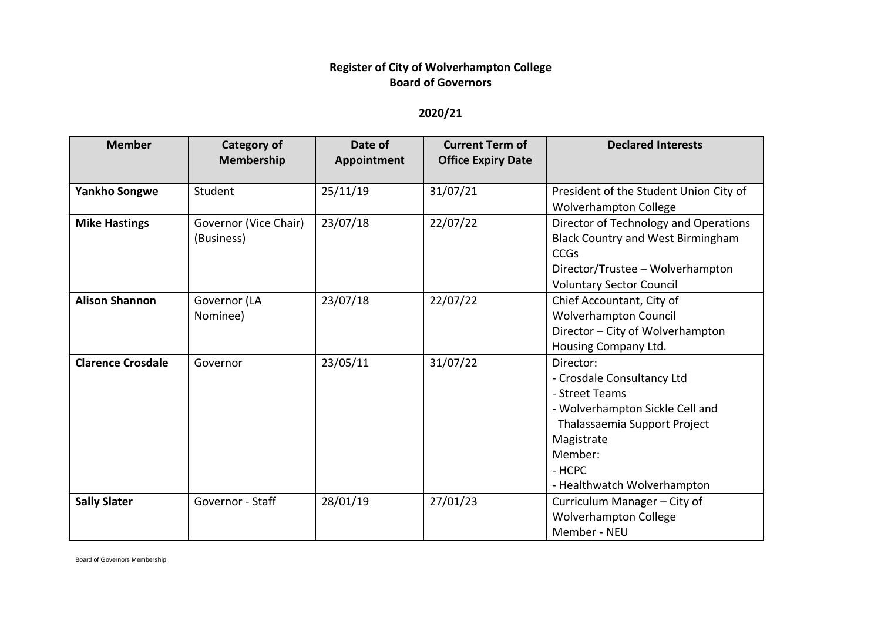**Register of City of Wolverhampton College**
**Board of Governors**

**2020/21**

| Member | Category of Membership | Date of Appointment | Current Term of Office Expiry Date | Declared Interests |
|---|---|---|---|---|
| **Yankho Songwe** | Student | 25/11/19 | 31/07/21 | President of the Student Union City of Wolverhampton College |
| **Mike Hastings** | Governor (Vice Chair) (Business) | 23/07/18 | 22/07/22 | Director of Technology and Operations Black Country and West Birmingham CCGs<br>Director/Trustee – Wolverhampton Voluntary Sector Council |
| **Alison Shannon** | Governor (LA Nominee) | 23/07/18 | 22/07/22 | Chief Accountant, City of Wolverhampton Council<br>Director – City of Wolverhampton Housing Company Ltd. |
| **Clarence Crosdale** | Governor | 23/05/11 | 31/07/22 | Director:<br>- Crosdale Consultancy Ltd<br>- Street Teams<br>- Wolverhampton Sickle Cell and Thalassaemia Support Project<br>Magistrate<br>Member:<br>- HCPC<br>- Healthwatch Wolverhampton |
| **Sally Slater** | Governor - Staff | 28/01/19 | 27/01/23 | Curriculum Manager – City of Wolverhampton College<br>Member - NEU |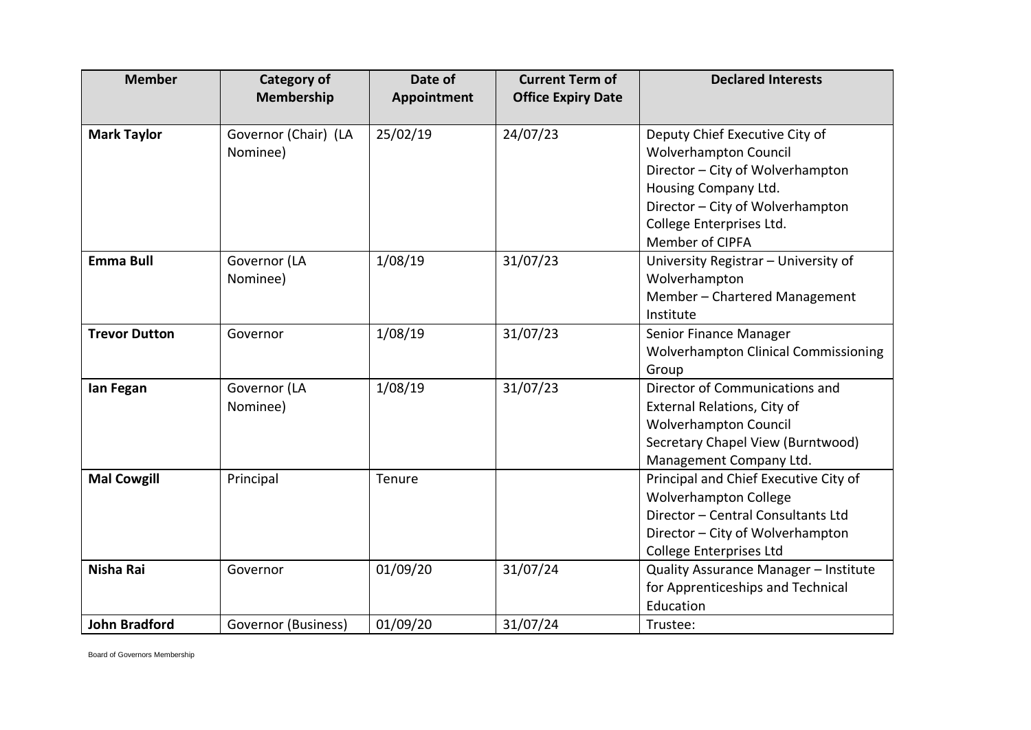| Member | Category of Membership | Date of Appointment | Current Term of Office Expiry Date | Declared Interests |
|---|---|---|---|---|
| **Mark Taylor** | Governor (Chair) (LA Nominee) | 25/02/19 | 24/07/23 | Deputy Chief Executive City of Wolverhampton Council<br>Director – City of Wolverhampton Housing Company Ltd.<br>Director – City of Wolverhampton College Enterprises Ltd.<br>Member of CIPFA |
| **Emma Bull** | Governor (LA Nominee) | 1/08/19 | 31/07/23 | University Registrar – University of Wolverhampton<br>Member – Chartered Management Institute |
| **Trevor Dutton** | Governor | 1/08/19 | 31/07/23 | Senior Finance Manager Wolverhampton Clinical Commissioning Group |
| **Ian Fegan** | Governor (LA Nominee) | 1/08/19 | 31/07/23 | Director of Communications and External Relations, City of Wolverhampton Council<br>Secretary Chapel View (Burntwood) Management Company Ltd. |
| **Mal Cowgill** | Principal | Tenure | | Principal and Chief Executive City of Wolverhampton College<br>Director – Central Consultants Ltd<br>Director – City of Wolverhampton College Enterprises Ltd |
| **Nisha Rai** | Governor | 01/09/20 | 31/07/24 | Quality Assurance Manager – Institute for Apprenticeships and Technical Education |
| **John Bradford** | Governor (Business) | 01/09/20 | 31/07/24 | Trustee: |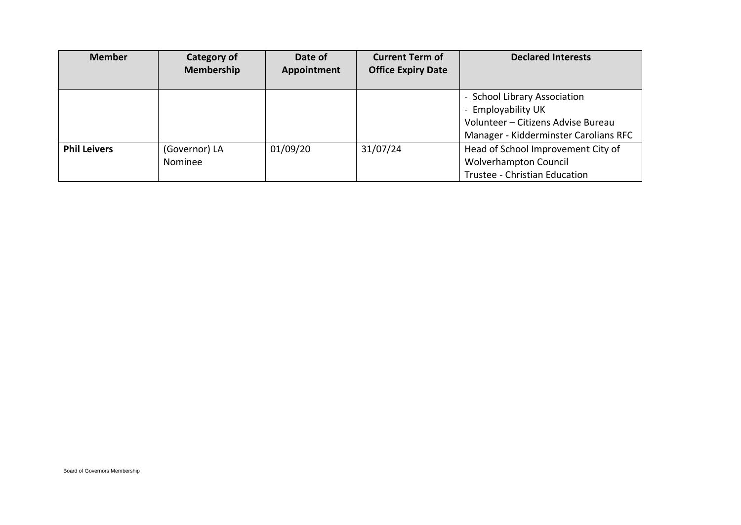| Member | Category of Membership | Date of Appointment | Current Term of Office Expiry Date | Declared Interests |
| --- | --- | --- | --- | --- |
| | | | | - School Library Association<br>- Employability UK<br>Volunteer – Citizens Advise Bureau<br>Manager - Kidderminster Carolians RFC |
| **Phil Leivers** | (Governor) LA Nominee | 01/09/20 | 31/07/24 | Head of School Improvement City of Wolverhampton Council<br>Trustee - Christian Education |